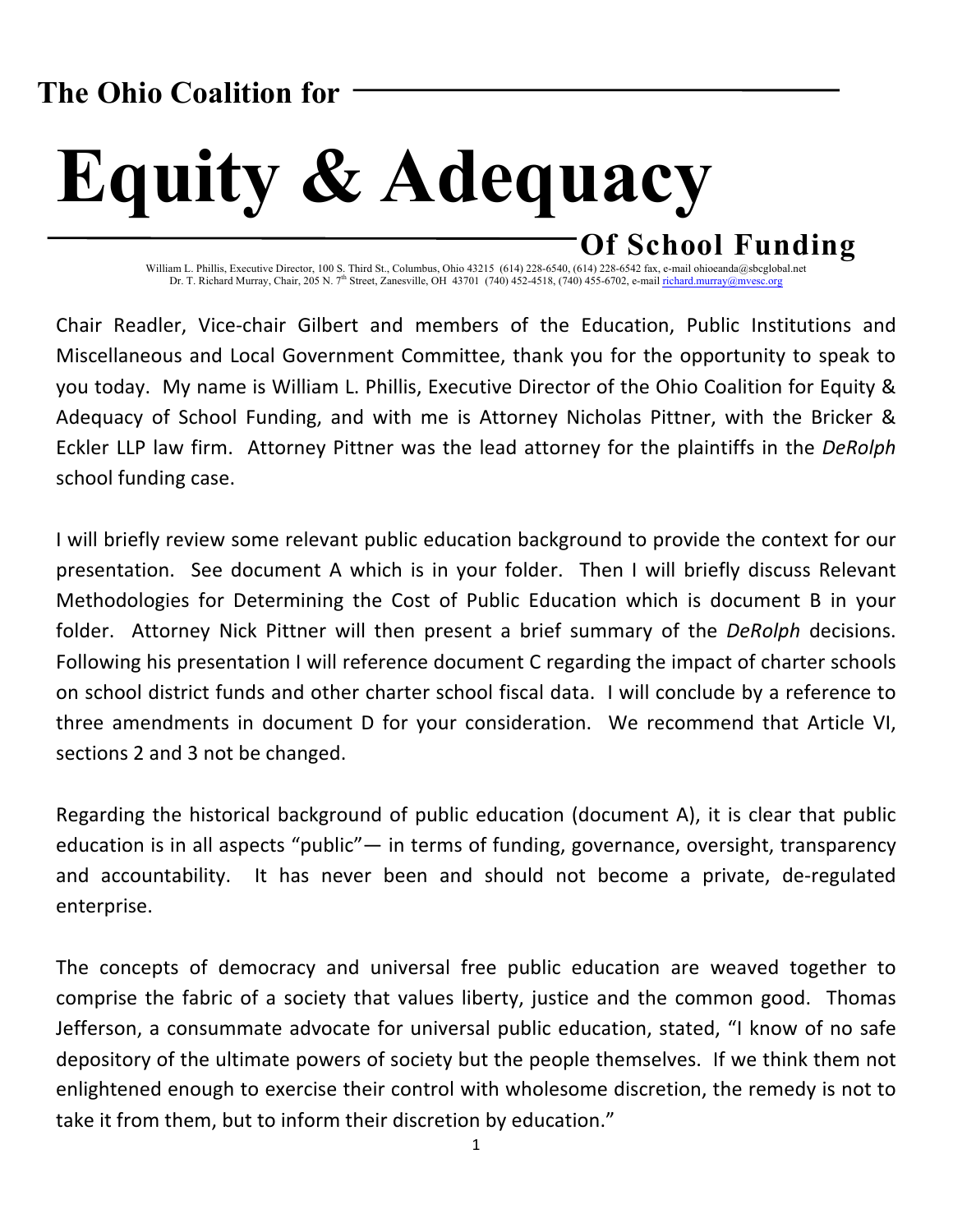**The Ohio Coalition for**

# Equity & Adequacy

**Of School Funding**

William L. Phillis, Executive Director, 100 S. Third St., Columbus, Ohio 43215 (614) 228-6540, (614) 228-6542 fax, e-mail ohioeanda@sbcglobal.net
Dr. T. Richard Murray, Chair, 205 N. 7th Street, Zanesville, OH 43701 (740) 452-4518, (740) 455-6702, e-mail richard.murray@mvesc.org

Chair Readler, Vice-chair Gilbert and members of the Education, Public Institutions and Miscellaneous and Local Government Committee, thank you for the opportunity to speak to you today. My name is William L. Phillis, Executive Director of the Ohio Coalition for Equity & Adequacy of School Funding, and with me is Attorney Nicholas Pittner, with the Bricker & Eckler LLP law firm. Attorney Pittner was the lead attorney for the plaintiffs in the *DeRolph* school funding case.

I will briefly review some relevant public education background to provide the context for our presentation. See document A which is in your folder. Then I will briefly discuss Relevant Methodologies for Determining the Cost of Public Education which is document B in your folder. Attorney Nick Pittner will then present a brief summary of the *DeRolph* decisions. Following his presentation I will reference document C regarding the impact of charter schools on school district funds and other charter school fiscal data. I will conclude by a reference to three amendments in document D for your consideration. We recommend that Article VI, sections 2 and 3 not be changed.

Regarding the historical background of public education (document A), it is clear that public education is in all aspects "public"— in terms of funding, governance, oversight, transparency and accountability. It has never been and should not become a private, de-regulated enterprise.

The concepts of democracy and universal free public education are weaved together to comprise the fabric of a society that values liberty, justice and the common good. Thomas Jefferson, a consummate advocate for universal public education, stated, "I know of no safe depository of the ultimate powers of society but the people themselves. If we think them not enlightened enough to exercise their control with wholesome discretion, the remedy is not to take it from them, but to inform their discretion by education."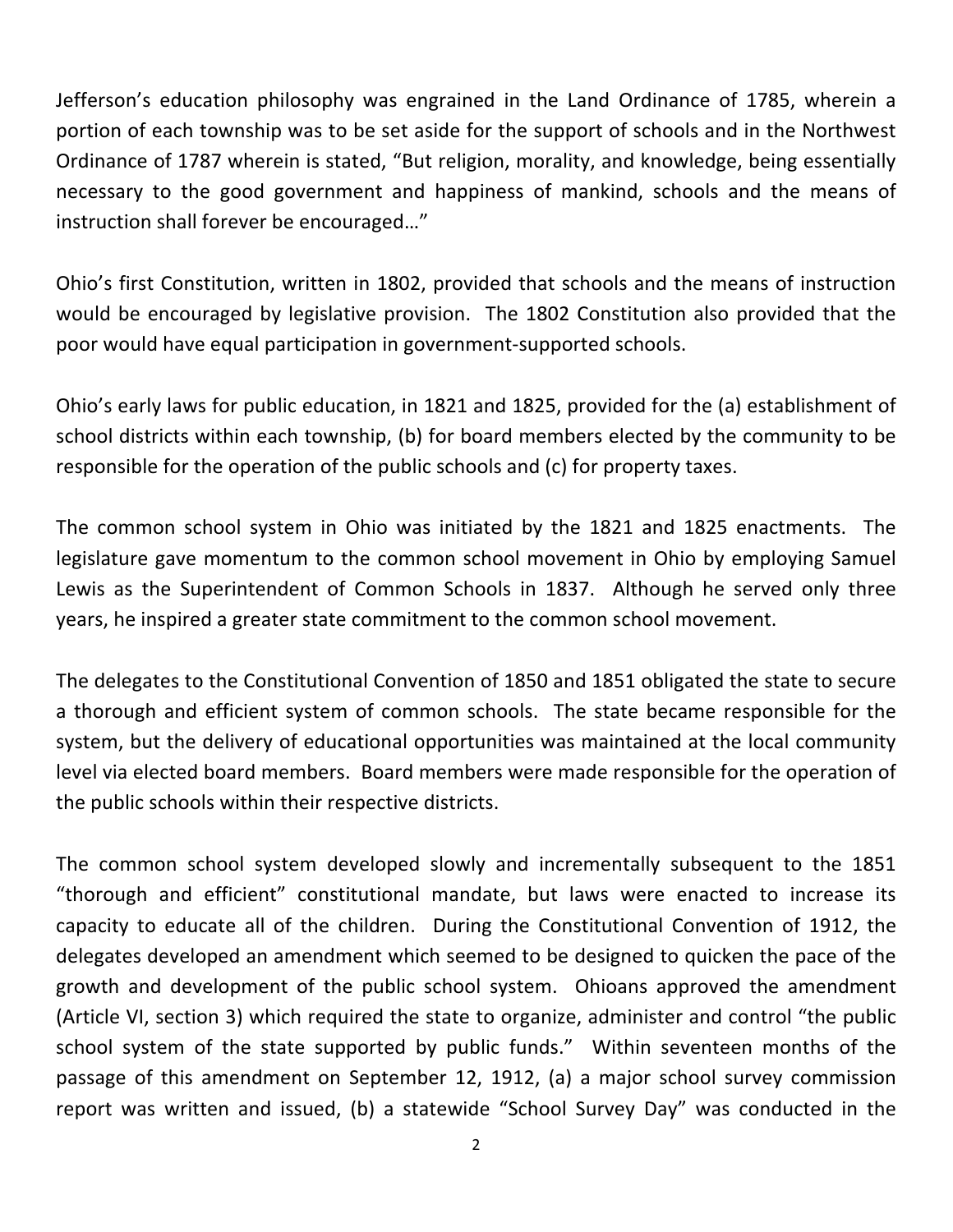Jefferson's education philosophy was engrained in the Land Ordinance of 1785, wherein a portion of each township was to be set aside for the support of schools and in the Northwest Ordinance of 1787 wherein is stated, "But religion, morality, and knowledge, being essentially necessary to the good government and happiness of mankind, schools and the means of instruction shall forever be encouraged…"

Ohio's first Constitution, written in 1802, provided that schools and the means of instruction would be encouraged by legislative provision. The 1802 Constitution also provided that the poor would have equal participation in government-supported schools.

Ohio's early laws for public education, in 1821 and 1825, provided for the (a) establishment of school districts within each township, (b) for board members elected by the community to be responsible for the operation of the public schools and (c) for property taxes.

The common school system in Ohio was initiated by the 1821 and 1825 enactments. The legislature gave momentum to the common school movement in Ohio by employing Samuel Lewis as the Superintendent of Common Schools in 1837. Although he served only three years, he inspired a greater state commitment to the common school movement.

The delegates to the Constitutional Convention of 1850 and 1851 obligated the state to secure a thorough and efficient system of common schools. The state became responsible for the system, but the delivery of educational opportunities was maintained at the local community level via elected board members. Board members were made responsible for the operation of the public schools within their respective districts.

The common school system developed slowly and incrementally subsequent to the 1851 "thorough and efficient" constitutional mandate, but laws were enacted to increase its capacity to educate all of the children. During the Constitutional Convention of 1912, the delegates developed an amendment which seemed to be designed to quicken the pace of the growth and development of the public school system. Ohioans approved the amendment (Article VI, section 3) which required the state to organize, administer and control "the public school system of the state supported by public funds." Within seventeen months of the passage of this amendment on September 12, 1912, (a) a major school survey commission report was written and issued, (b) a statewide "School Survey Day" was conducted in the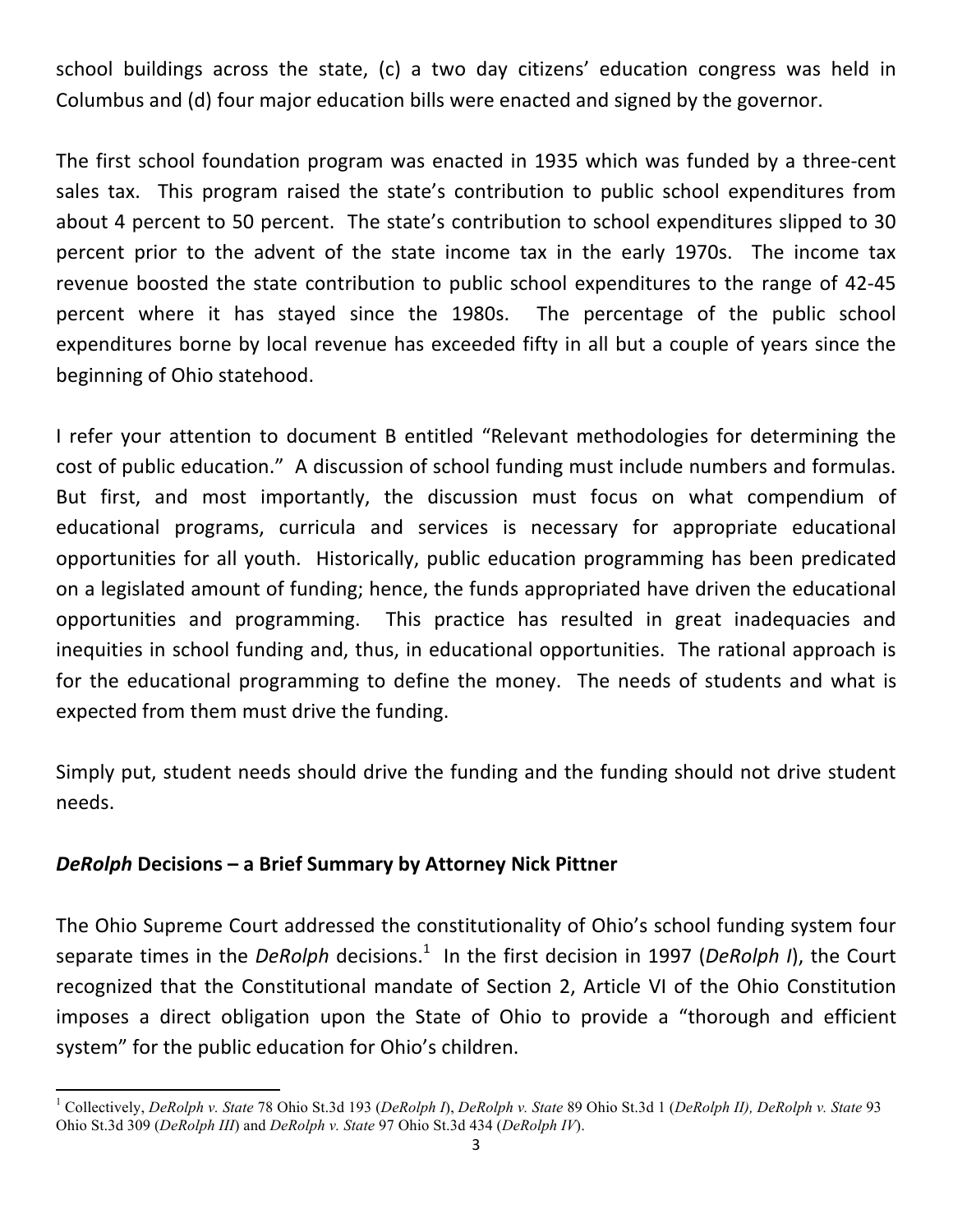school buildings across the state, (c) a two day citizens' education congress was held in Columbus and (d) four major education bills were enacted and signed by the governor.

The first school foundation program was enacted in 1935 which was funded by a three-cent sales tax. This program raised the state's contribution to public school expenditures from about 4 percent to 50 percent. The state's contribution to school expenditures slipped to 30 percent prior to the advent of the state income tax in the early 1970s. The income tax revenue boosted the state contribution to public school expenditures to the range of 42-45 percent where it has stayed since the 1980s. The percentage of the public school expenditures borne by local revenue has exceeded fifty in all but a couple of years since the beginning of Ohio statehood.

I refer your attention to document B entitled "Relevant methodologies for determining the cost of public education." A discussion of school funding must include numbers and formulas. But first, and most importantly, the discussion must focus on what compendium of educational programs, curricula and services is necessary for appropriate educational opportunities for all youth. Historically, public education programming has been predicated on a legislated amount of funding; hence, the funds appropriated have driven the educational opportunities and programming. This practice has resulted in great inadequacies and inequities in school funding and, thus, in educational opportunities. The rational approach is for the educational programming to define the money. The needs of students and what is expected from them must drive the funding.

Simply put, student needs should drive the funding and the funding should not drive student needs.

## *DeRolph* Decisions – a Brief Summary by Attorney Nick Pittner

The Ohio Supreme Court addressed the constitutionality of Ohio's school funding system four separate times in the *DeRolph* decisions.[1] In the first decision in 1997 (*DeRolph I*), the Court recognized that the Constitutional mandate of Section 2, Article VI of the Ohio Constitution imposes a direct obligation upon the State of Ohio to provide a "thorough and efficient system" for the public education for Ohio's children.

[1] Collectively, *DeRolph v. State* 78 Ohio St.3d 193 (*DeRolph I*), *DeRolph v. State* 89 Ohio St.3d 1 (*DeRolph II), DeRolph v. State* 93 Ohio St.3d 309 (*DeRolph III*) and *DeRolph v. State* 97 Ohio St.3d 434 (*DeRolph IV*).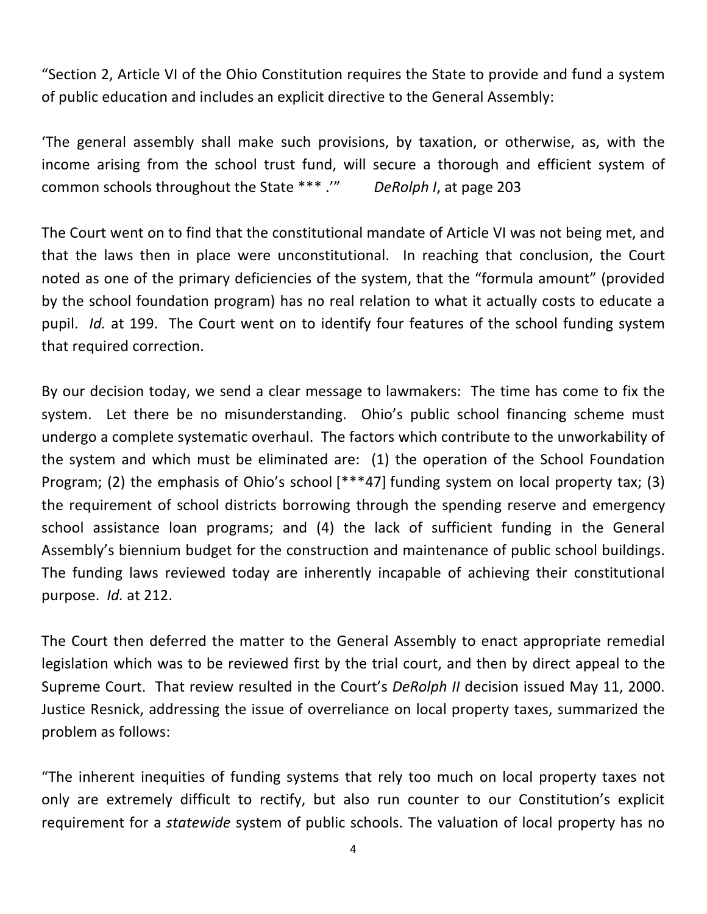"Section 2, Article VI of the Ohio Constitution requires the State to provide and fund a system of public education and includes an explicit directive to the General Assembly:

'The general assembly shall make such provisions, by taxation, or otherwise, as, with the income arising from the school trust fund, will secure a thorough and efficient system of common schools throughout the State *** .'" *DeRolph I*, at page 203

The Court went on to find that the constitutional mandate of Article VI was not being met, and that the laws then in place were unconstitutional. In reaching that conclusion, the Court noted as one of the primary deficiencies of the system, that the "formula amount" (provided by the school foundation program) has no real relation to what it actually costs to educate a pupil. *Id.* at 199. The Court went on to identify four features of the school funding system that required correction.

By our decision today, we send a clear message to lawmakers: The time has come to fix the system. Let there be no misunderstanding. Ohio's public school financing scheme must undergo a complete systematic overhaul. The factors which contribute to the unworkability of the system and which must be eliminated are: (1) the operation of the School Foundation Program; (2) the emphasis of Ohio's school [***47] funding system on local property tax; (3) the requirement of school districts borrowing through the spending reserve and emergency school assistance loan programs; and (4) the lack of sufficient funding in the General Assembly's biennium budget for the construction and maintenance of public school buildings. The funding laws reviewed today are inherently incapable of achieving their constitutional purpose. *Id.* at 212.

The Court then deferred the matter to the General Assembly to enact appropriate remedial legislation which was to be reviewed first by the trial court, and then by direct appeal to the Supreme Court. That review resulted in the Court's *DeRolph II* decision issued May 11, 2000. Justice Resnick, addressing the issue of overreliance on local property taxes, summarized the problem as follows:

"The inherent inequities of funding systems that rely too much on local property taxes not only are extremely difficult to rectify, but also run counter to our Constitution's explicit requirement for a *statewide* system of public schools. The valuation of local property has no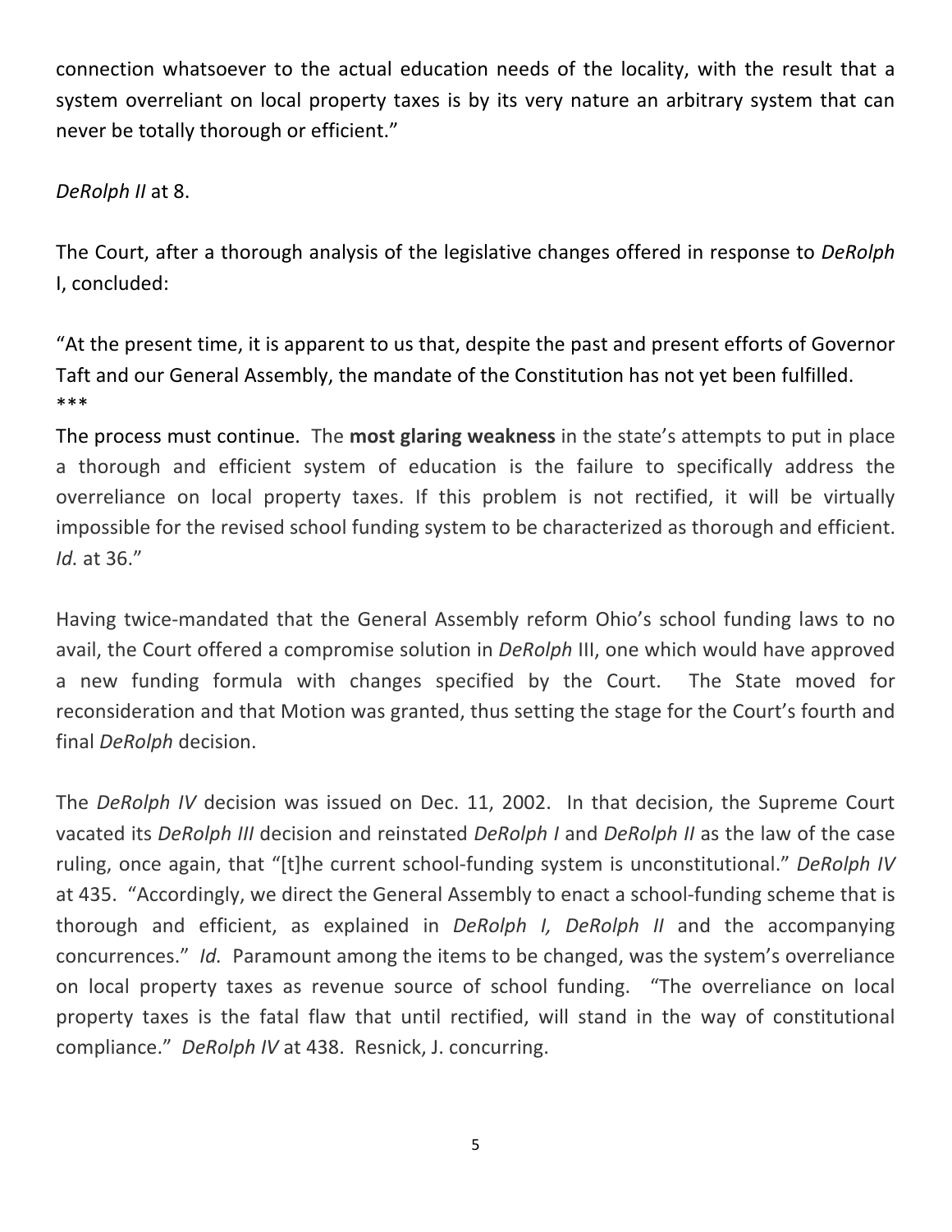connection whatsoever to the actual education needs of the locality, with the result that a system overreliant on local property taxes is by its very nature an arbitrary system that can never be totally thorough or efficient."

*DeRolph II* at 8.

The Court, after a thorough analysis of the legislative changes offered in response to *DeRolph* I, concluded:

"At the present time, it is apparent to us that, despite the past and present efforts of Governor Taft and our General Assembly, the mandate of the Constitution has not yet been fulfilled.
***
The process must continue. The **most glaring weakness** in the state's attempts to put in place a thorough and efficient system of education is the failure to specifically address the overreliance on local property taxes. If this problem is not rectified, it will be virtually impossible for the revised school funding system to be characterized as thorough and efficient. *Id.* at 36."

Having twice-mandated that the General Assembly reform Ohio's school funding laws to no avail, the Court offered a compromise solution in *DeRolph* III, one which would have approved a new funding formula with changes specified by the Court. The State moved for reconsideration and that Motion was granted, thus setting the stage for the Court's fourth and final *DeRolph* decision.

The *DeRolph IV* decision was issued on Dec. 11, 2002. In that decision, the Supreme Court vacated its *DeRolph III* decision and reinstated *DeRolph I* and *DeRolph II* as the law of the case ruling, once again, that "[t]he current school-funding system is unconstitutional." *DeRolph IV* at 435. "Accordingly, we direct the General Assembly to enact a school-funding scheme that is thorough and efficient, as explained in *DeRolph I, DeRolph II* and the accompanying concurrences." *Id.* Paramount among the items to be changed, was the system's overreliance on local property taxes as revenue source of school funding. "The overreliance on local property taxes is the fatal flaw that until rectified, will stand in the way of constitutional compliance." *DeRolph IV* at 438. Resnick, J. concurring.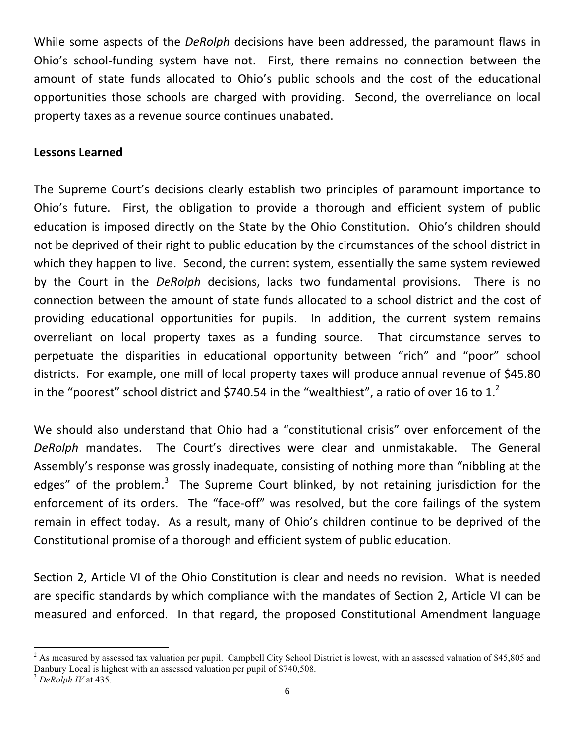While some aspects of the *DeRolph* decisions have been addressed, the paramount flaws in Ohio's school-funding system have not. First, there remains no connection between the amount of state funds allocated to Ohio's public schools and the cost of the educational opportunities those schools are charged with providing. Second, the overreliance on local property taxes as a revenue source continues unabated.

**Lessons Learned**

The Supreme Court's decisions clearly establish two principles of paramount importance to Ohio's future. First, the obligation to provide a thorough and efficient system of public education is imposed directly on the State by the Ohio Constitution. Ohio's children should not be deprived of their right to public education by the circumstances of the school district in which they happen to live. Second, the current system, essentially the same system reviewed by the Court in the *DeRolph* decisions, lacks two fundamental provisions. There is no connection between the amount of state funds allocated to a school district and the cost of providing educational opportunities for pupils. In addition, the current system remains overreliant on local property taxes as a funding source. That circumstance serves to perpetuate the disparities in educational opportunity between "rich" and "poor" school districts. For example, one mill of local property taxes will produce annual revenue of $45.80 in the "poorest" school district and $740.54 in the "wealthiest", a ratio of over 16 to 1.[2]

We should also understand that Ohio had a "constitutional crisis" over enforcement of the *DeRolph* mandates. The Court's directives were clear and unmistakable. The General Assembly's response was grossly inadequate, consisting of nothing more than "nibbling at the edges" of the problem.[3] The Supreme Court blinked, by not retaining jurisdiction for the enforcement of its orders. The "face-off" was resolved, but the core failings of the system remain in effect today. As a result, many of Ohio's children continue to be deprived of the Constitutional promise of a thorough and efficient system of public education.

Section 2, Article VI of the Ohio Constitution is clear and needs no revision. What is needed are specific standards by which compliance with the mandates of Section 2, Article VI can be measured and enforced. In that regard, the proposed Constitutional Amendment language

---

[2] As measured by assessed tax valuation per pupil. Campbell City School District is lowest, with an assessed valuation of $45,805 and Danbury Local is highest with an assessed valuation per pupil of $740,508.

[3] *DeRolph IV* at 435.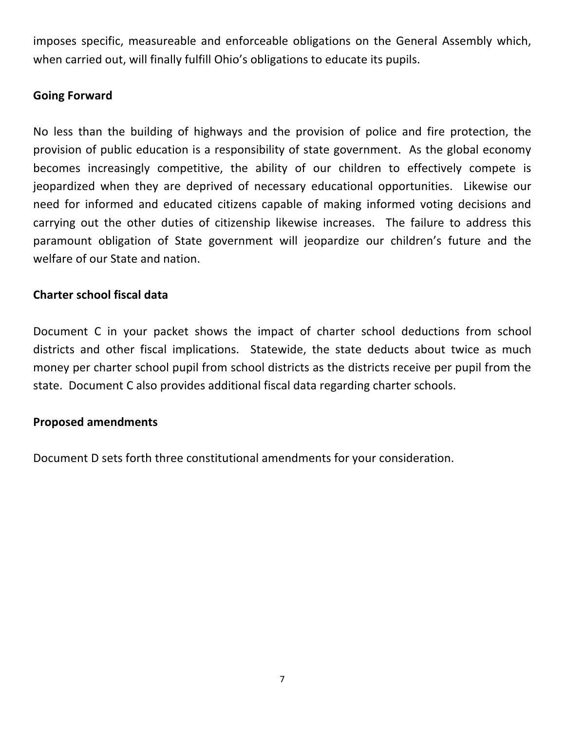imposes specific, measureable and enforceable obligations on the General Assembly which, when carried out, will finally fulfill Ohio's obligations to educate its pupils.

**Going Forward**

No less than the building of highways and the provision of police and fire protection, the provision of public education is a responsibility of state government. As the global economy becomes increasingly competitive, the ability of our children to effectively compete is jeopardized when they are deprived of necessary educational opportunities. Likewise our need for informed and educated citizens capable of making informed voting decisions and carrying out the other duties of citizenship likewise increases. The failure to address this paramount obligation of State government will jeopardize our children's future and the welfare of our State and nation.

**Charter school fiscal data**

Document C in your packet shows the impact of charter school deductions from school districts and other fiscal implications. Statewide, the state deducts about twice as much money per charter school pupil from school districts as the districts receive per pupil from the state. Document C also provides additional fiscal data regarding charter schools.

**Proposed amendments**

Document D sets forth three constitutional amendments for your consideration.